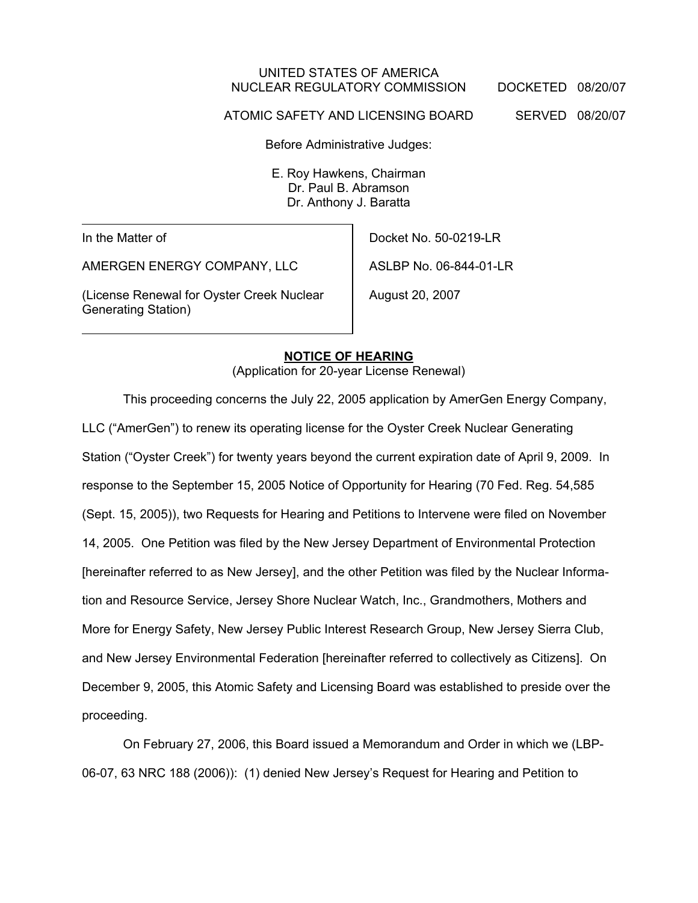UNITED STATES OF AMERICA
NUCLEAR REGULATORY COMMISSION DOCKETED 08/20/07

ATOMIC SAFETY AND LICENSING BOARD SERVED 08/20/07

Before Administrative Judges:

E. Roy Hawkens, Chairman
Dr. Paul B. Abramson
Dr. Anthony J. Baratta

| | |
|---|---|
| In the Matter of | Docket No. 50-0219-LR |
| AMERGEN ENERGY COMPANY, LLC | ASLBP No. 06-844-01-LR |
| (License Renewal for Oyster Creek Nuclear Generating Station) | August 20, 2007 |

**NOTICE OF HEARING**
(Application for 20-year License Renewal)

This proceeding concerns the July 22, 2005 application by AmerGen Energy Company, LLC ("AmerGen") to renew its operating license for the Oyster Creek Nuclear Generating Station ("Oyster Creek") for twenty years beyond the current expiration date of April 9, 2009. In response to the September 15, 2005 Notice of Opportunity for Hearing (70 Fed. Reg. 54,585 (Sept. 15, 2005)), two Requests for Hearing and Petitions to Intervene were filed on November 14, 2005. One Petition was filed by the New Jersey Department of Environmental Protection [hereinafter referred to as New Jersey], and the other Petition was filed by the Nuclear Information and Resource Service, Jersey Shore Nuclear Watch, Inc., Grandmothers, Mothers and More for Energy Safety, New Jersey Public Interest Research Group, New Jersey Sierra Club, and New Jersey Environmental Federation [hereinafter referred to collectively as Citizens]. On December 9, 2005, this Atomic Safety and Licensing Board was established to preside over the proceeding.

On February 27, 2006, this Board issued a Memorandum and Order in which we (LBP-06-07, 63 NRC 188 (2006)): (1) denied New Jersey's Request for Hearing and Petition to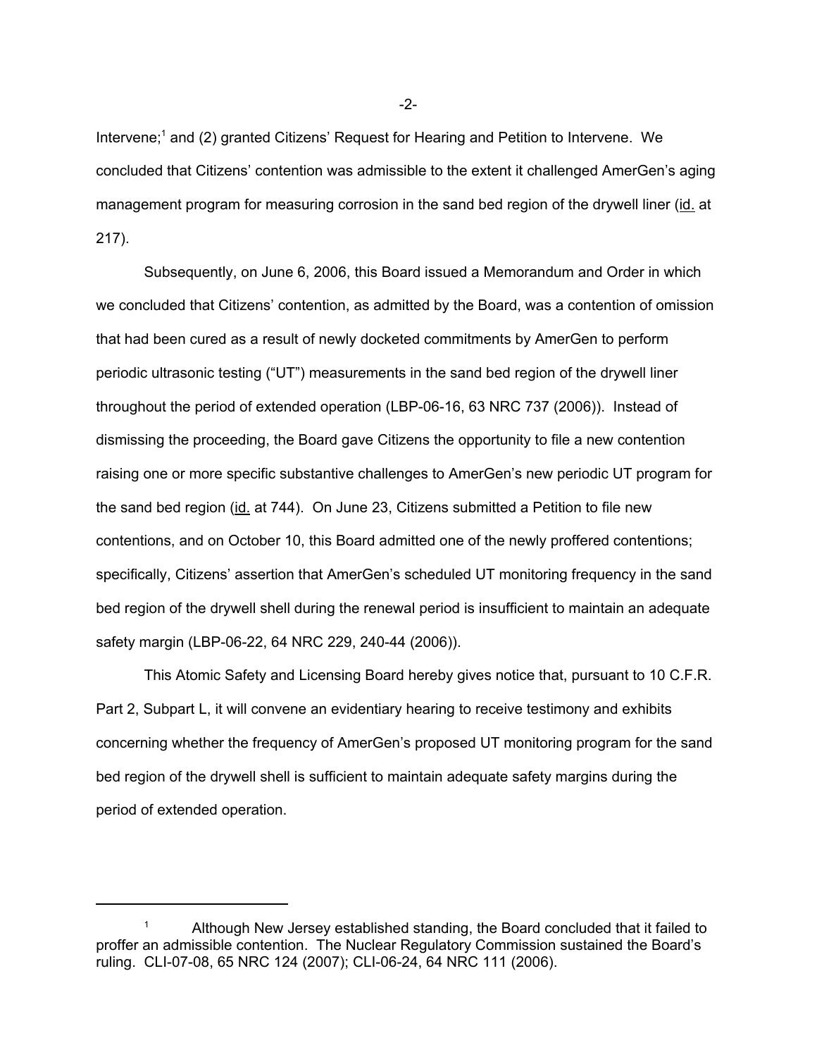Intervene;[1] and (2) granted Citizens' Request for Hearing and Petition to Intervene. We concluded that Citizens' contention was admissible to the extent it challenged AmerGen's aging management program for measuring corrosion in the sand bed region of the drywell liner (id. at 217).

Subsequently, on June 6, 2006, this Board issued a Memorandum and Order in which we concluded that Citizens' contention, as admitted by the Board, was a contention of omission that had been cured as a result of newly docketed commitments by AmerGen to perform periodic ultrasonic testing ("UT") measurements in the sand bed region of the drywell liner throughout the period of extended operation (LBP-06-16, 63 NRC 737 (2006)). Instead of dismissing the proceeding, the Board gave Citizens the opportunity to file a new contention raising one or more specific substantive challenges to AmerGen's new periodic UT program for the sand bed region (id. at 744). On June 23, Citizens submitted a Petition to file new contentions, and on October 10, this Board admitted one of the newly proffered contentions; specifically, Citizens' assertion that AmerGen's scheduled UT monitoring frequency in the sand bed region of the drywell shell during the renewal period is insufficient to maintain an adequate safety margin (LBP-06-22, 64 NRC 229, 240-44 (2006)).

This Atomic Safety and Licensing Board hereby gives notice that, pursuant to 10 C.F.R. Part 2, Subpart L, it will convene an evidentiary hearing to receive testimony and exhibits concerning whether the frequency of AmerGen's proposed UT monitoring program for the sand bed region of the drywell shell is sufficient to maintain adequate safety margins during the period of extended operation.

---

[1] Although New Jersey established standing, the Board concluded that it failed to proffer an admissible contention. The Nuclear Regulatory Commission sustained the Board's ruling. CLI-07-08, 65 NRC 124 (2007); CLI-06-24, 64 NRC 111 (2006).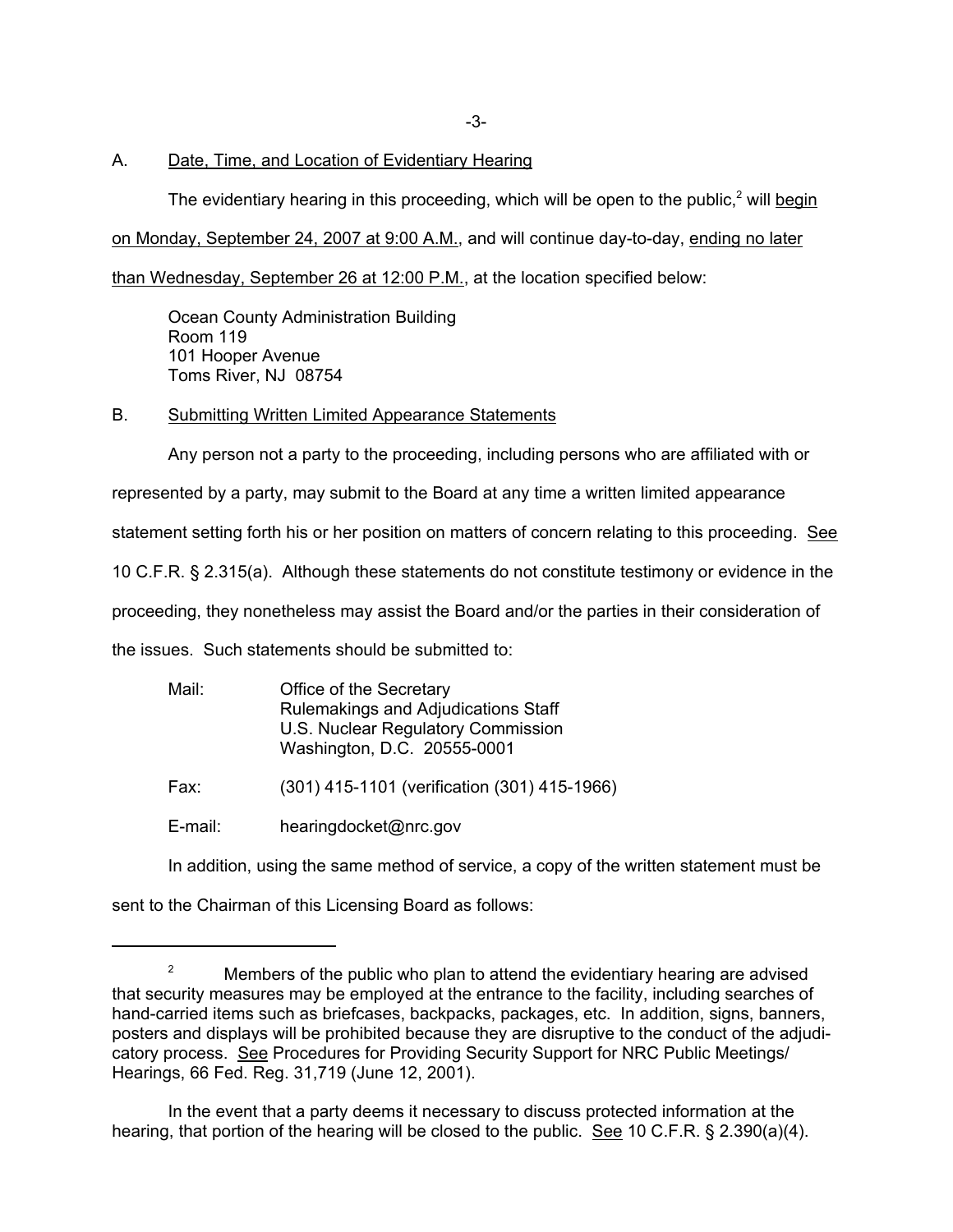A. <u>Date, Time, and Location of Evidentiary Hearing</u>

The evidentiary hearing in this proceeding, which will be open to the public,[2] will <u>begin on Monday, September 24, 2007 at 9:00 A.M.</u>, and will continue day-to-day, <u>ending no later than Wednesday, September 26 at 12:00 P.M.</u>, at the location specified below:

Ocean County Administration Building
Room 119
101 Hooper Avenue
Toms River, NJ 08754

B. <u>Submitting Written Limited Appearance Statements</u>

Any person not a party to the proceeding, including persons who are affiliated with or represented by a party, may submit to the Board at any time a written limited appearance statement setting forth his or her position on matters of concern relating to this proceeding. <u>See</u> 10 C.F.R. § 2.315(a). Although these statements do not constitute testimony or evidence in the proceeding, they nonetheless may assist the Board and/or the parties in their consideration of the issues. Such statements should be submitted to:

Mail: Office of the Secretary
Rulemakings and Adjudications Staff
U.S. Nuclear Regulatory Commission
Washington, D.C. 20555-0001

Fax: (301) 415-1101 (verification (301) 415-1966)

E-mail: hearingdocket@nrc.gov

In addition, using the same method of service, a copy of the written statement must be sent to the Chairman of this Licensing Board as follows:

---

[2] Members of the public who plan to attend the evidentiary hearing are advised that security measures may be employed at the entrance to the facility, including searches of hand-carried items such as briefcases, backpacks, packages, etc. In addition, signs, banners, posters and displays will be prohibited because they are disruptive to the conduct of the adjudicatory process. <u>See</u> Procedures for Providing Security Support for NRC Public Meetings/ Hearings, 66 Fed. Reg. 31,719 (June 12, 2001).

In the event that a party deems it necessary to discuss protected information at the hearing, that portion of the hearing will be closed to the public. <u>See</u> 10 C.F.R. § 2.390(a)(4).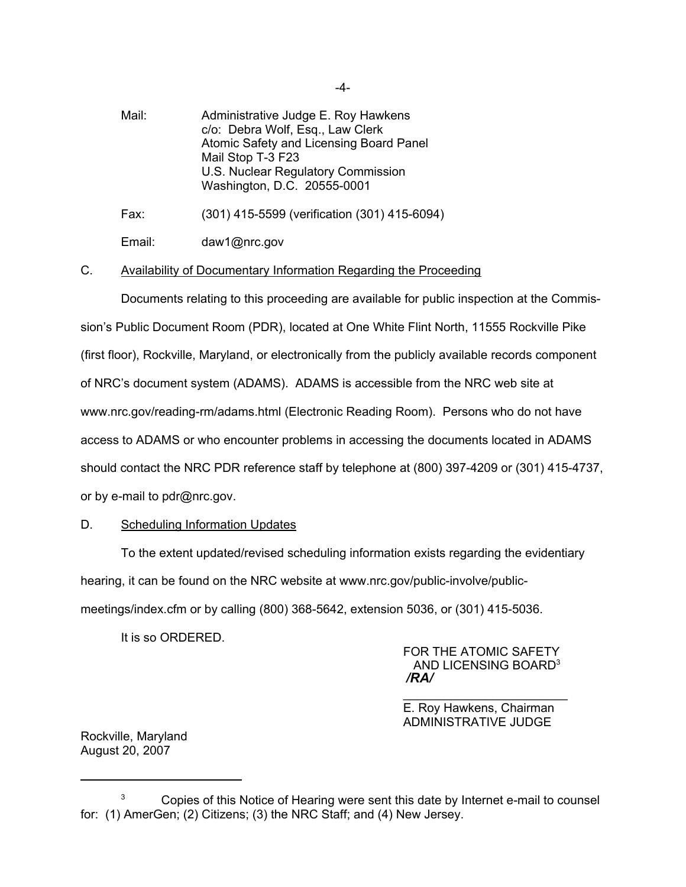Mail: Administrative Judge E. Roy Hawkens
c/o: Debra Wolf, Esq., Law Clerk
Atomic Safety and Licensing Board Panel
Mail Stop T-3 F23
U.S. Nuclear Regulatory Commission
Washington, D.C. 20555-0001

Fax: (301) 415-5599 (verification (301) 415-6094)

Email: daw1@nrc.gov

C. Availability of Documentary Information Regarding the Proceeding

Documents relating to this proceeding are available for public inspection at the Commission's Public Document Room (PDR), located at One White Flint North, 11555 Rockville Pike (first floor), Rockville, Maryland, or electronically from the publicly available records component of NRC's document system (ADAMS). ADAMS is accessible from the NRC web site at www.nrc.gov/reading-rm/adams.html (Electronic Reading Room). Persons who do not have access to ADAMS or who encounter problems in accessing the documents located in ADAMS should contact the NRC PDR reference staff by telephone at (800) 397-4209 or (301) 415-4737, or by e-mail to pdr@nrc.gov.

D. Scheduling Information Updates

To the extent updated/revised scheduling information exists regarding the evidentiary hearing, it can be found on the NRC website at www.nrc.gov/public-involve/public-meetings/index.cfm or by calling (800) 368-5642, extension 5036, or (301) 415-5036.

It is so ORDERED.

FOR THE ATOMIC SAFETY
AND LICENSING BOARD[3]

***/RA/***

E. Roy Hawkens, Chairman
ADMINISTRATIVE JUDGE

Rockville, Maryland
August 20, 2007

---

[3] Copies of this Notice of Hearing were sent this date by Internet e-mail to counsel for: (1) AmerGen; (2) Citizens; (3) the NRC Staff; and (4) New Jersey.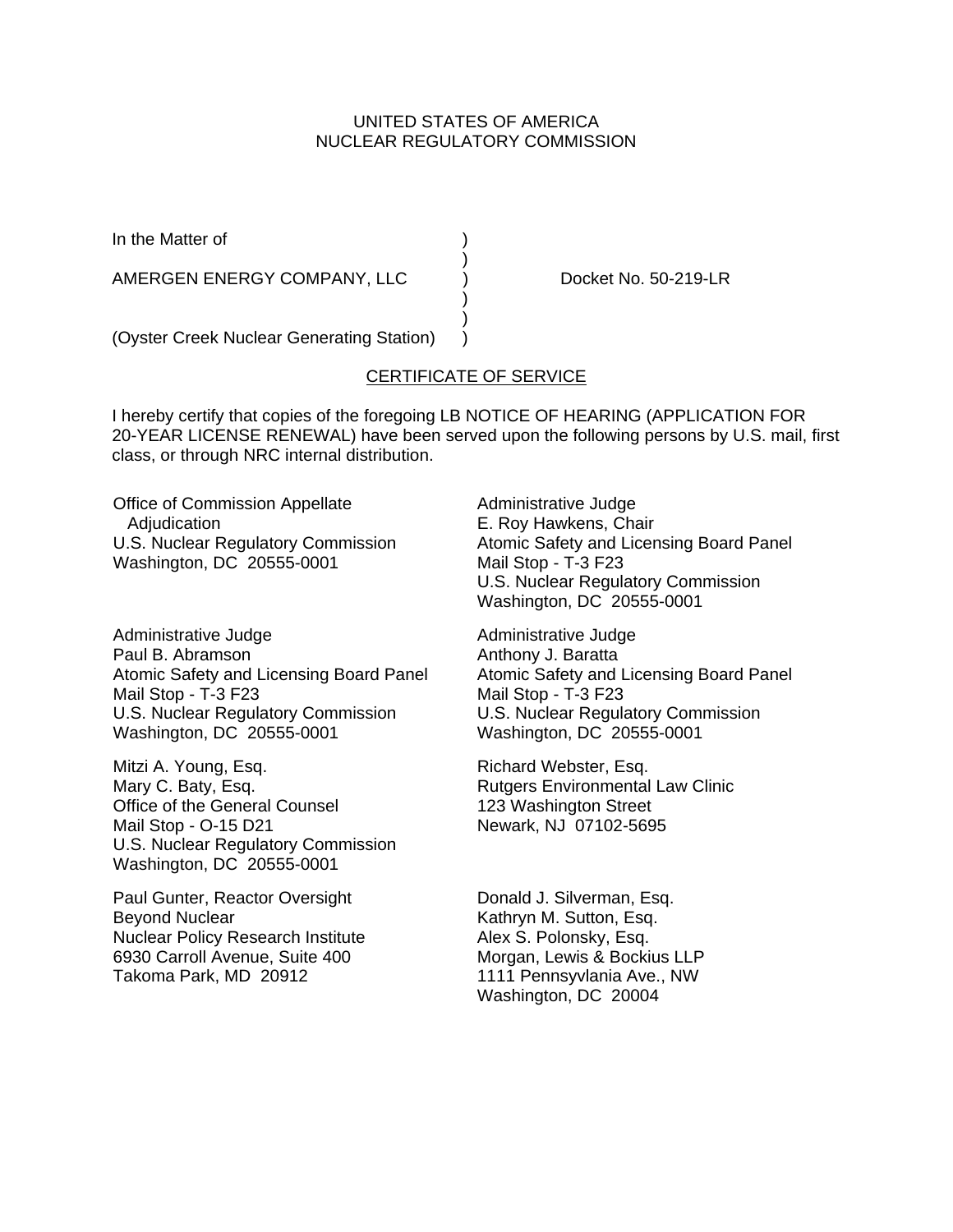UNITED STATES OF AMERICA
NUCLEAR REGULATORY COMMISSION

In the Matter of )
)
AMERGEN ENERGY COMPANY, LLC ) Docket No. 50-219-LR
)
)
(Oyster Creek Nuclear Generating Station) )

## CERTIFICATE OF SERVICE

I hereby certify that copies of the foregoing LB NOTICE OF HEARING (APPLICATION FOR 20-YEAR LICENSE RENEWAL) have been served upon the following persons by U.S. mail, first class, or through NRC internal distribution.

Office of Commission Appellate Adjudication
U.S. Nuclear Regulatory Commission
Washington, DC 20555-0001

Administrative Judge
E. Roy Hawkens, Chair
Atomic Safety and Licensing Board Panel
Mail Stop - T-3 F23
U.S. Nuclear Regulatory Commission
Washington, DC 20555-0001

Administrative Judge
Paul B. Abramson
Atomic Safety and Licensing Board Panel
Mail Stop - T-3 F23
U.S. Nuclear Regulatory Commission
Washington, DC 20555-0001

Administrative Judge
Anthony J. Baratta
Atomic Safety and Licensing Board Panel
Mail Stop - T-3 F23
U.S. Nuclear Regulatory Commission
Washington, DC 20555-0001

Mitzi A. Young, Esq.
Mary C. Baty, Esq.
Office of the General Counsel
Mail Stop - O-15 D21
U.S. Nuclear Regulatory Commission
Washington, DC 20555-0001

Richard Webster, Esq.
Rutgers Environmental Law Clinic
123 Washington Street
Newark, NJ 07102-5695

Paul Gunter, Reactor Oversight
Beyond Nuclear
Nuclear Policy Research Institute
6930 Carroll Avenue, Suite 400
Takoma Park, MD 20912

Donald J. Silverman, Esq.
Kathryn M. Sutton, Esq.
Alex S. Polonsky, Esq.
Morgan, Lewis & Bockius LLP
1111 Pennsyvlania Ave., NW
Washington, DC 20004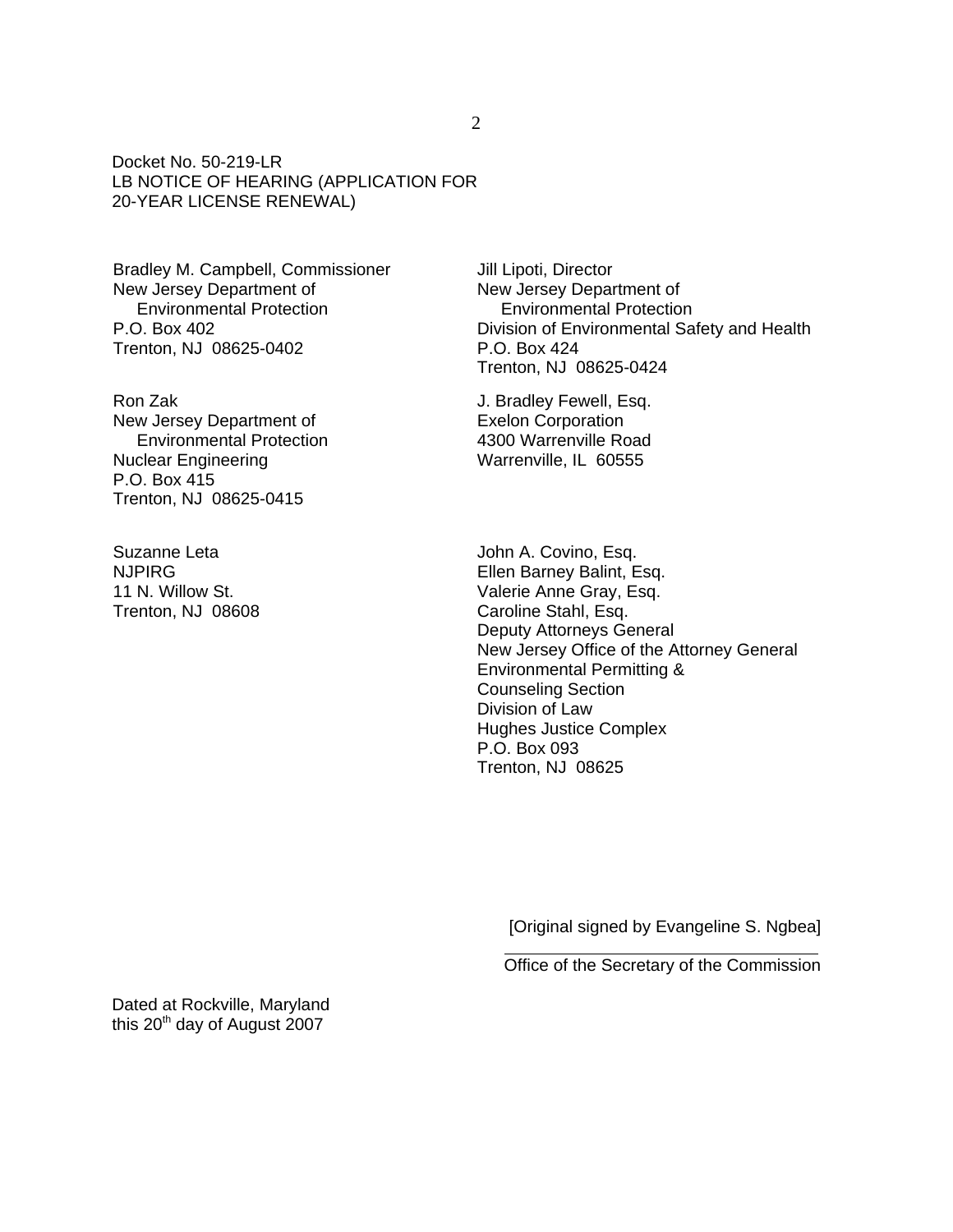Docket No. 50-219-LR
LB NOTICE OF HEARING (APPLICATION FOR
20-YEAR LICENSE RENEWAL)

Bradley M. Campbell, Commissioner
New Jersey Department of
Environmental Protection
P.O. Box 402
Trenton, NJ 08625-0402

Jill Lipoti, Director
New Jersey Department of
Environmental Protection
Division of Environmental Safety and Health
P.O. Box 424
Trenton, NJ 08625-0424

Ron Zak
New Jersey Department of
Environmental Protection
Nuclear Engineering
P.O. Box 415
Trenton, NJ 08625-0415

J. Bradley Fewell, Esq.
Exelon Corporation
4300 Warrenville Road
Warrenville, IL 60555

Suzanne Leta
NJPIRG
11 N. Willow St.
Trenton, NJ 08608

John A. Covino, Esq.
Ellen Barney Balint, Esq.
Valerie Anne Gray, Esq.
Caroline Stahl, Esq.
Deputy Attorneys General
New Jersey Office of the Attorney General
Environmental Permitting &
Counseling Section
Division of Law
Hughes Justice Complex
P.O. Box 093
Trenton, NJ 08625

[Original signed by Evangeline S. Ngbea]

Office of the Secretary of the Commission

Dated at Rockville, Maryland
this 20th day of August 2007